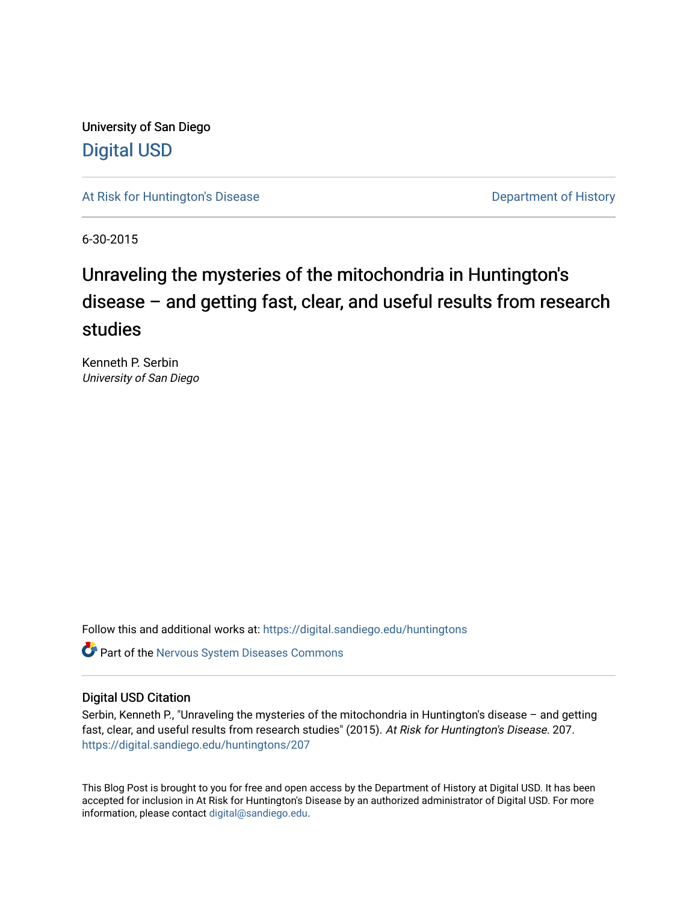University of San Diego

# Digital USD

At Risk for Huntington's Disease

Department of History

6-30-2015

# Unraveling the mysteries of the mitochondria in Huntington's disease – and getting fast, clear, and useful results from research studies

Kenneth P. Serbin
*University of San Diego*

Follow this and additional works at: https://digital.sandiego.edu/huntingtons

Part of the Nervous System Diseases Commons

## Digital USD Citation

Serbin, Kenneth P., "Unraveling the mysteries of the mitochondria in Huntington's disease – and getting fast, clear, and useful results from research studies" (2015). *At Risk for Huntington's Disease*. 207.
https://digital.sandiego.edu/huntingtons/207

This Blog Post is brought to you for free and open access by the Department of History at Digital USD. It has been accepted for inclusion in At Risk for Huntington's Disease by an authorized administrator of Digital USD. For more information, please contact digital@sandiego.edu.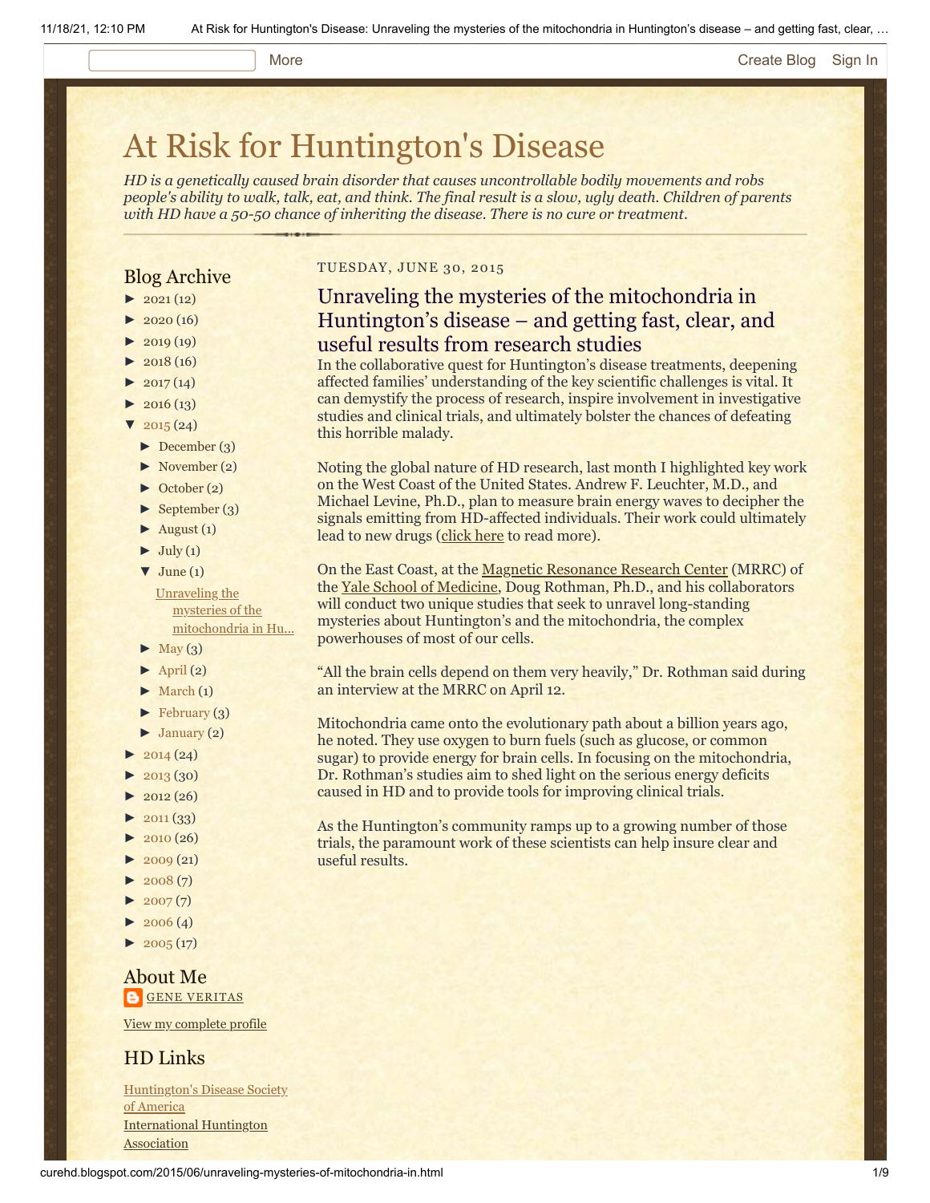# At Risk for Huntington's Disease

*HD is a genetically caused brain disorder that causes uncontrollable bodily movements and robs people's ability to walk, talk, eat, and think. The final result is a slow, ugly death. Children of parents with HD have a 50-50 chance of inheriting the disease. There is no cure or treatment.*

## Blog Archive

- ► 2021 (12)
- ► 2020 (16)
- ► 2019 (19)
- ► 2018 (16)
- ► 2017 (14)
- ► 2016 (13)
- ▼ 2015 (24)
  - ► December (3)
  - ► November (2)
  - ► October (2)
  - ► September (3)
  - ► August (1)
  - ► July (1)
  - ▼ June (1)
    - Unraveling the mysteries of the mitochondria in Hu...
  - ► May (3)
  - ► April (2)
  - ► March (1)
  - ► February (3)
  - ► January (2)
- ► 2014 (24)
- ► 2013 (30)
- ► 2012 (26)
- ► 2011 (33)
- ► 2010 (26)
- ► 2009 (21)
- ► 2008 (7)
- ► 2007 (7)
- ► 2006 (4)
- ► 2005 (17)

## About Me

GENE VERITAS

View my complete profile

## HD Links

Huntington's Disease Society of America

International Huntington Association

TUESDAY, JUNE 30, 2015

## Unraveling the mysteries of the mitochondria in Huntington's disease – and getting fast, clear, and useful results from research studies

In the collaborative quest for Huntington's disease treatments, deepening affected families' understanding of the key scientific challenges is vital. It can demystify the process of research, inspire involvement in investigative studies and clinical trials, and ultimately bolster the chances of defeating this horrible malady.

Noting the global nature of HD research, last month I highlighted key work on the West Coast of the United States. Andrew F. Leuchter, M.D., and Michael Levine, Ph.D., plan to measure brain energy waves to decipher the signals emitting from HD-affected individuals. Their work could ultimately lead to new drugs (click here to read more).

On the East Coast, at the Magnetic Resonance Research Center (MRRC) of the Yale School of Medicine, Doug Rothman, Ph.D., and his collaborators will conduct two unique studies that seek to unravel long-standing mysteries about Huntington's and the mitochondria, the complex powerhouses of most of our cells.

"All the brain cells depend on them very heavily," Dr. Rothman said during an interview at the MRRC on April 12.

Mitochondria came onto the evolutionary path about a billion years ago, he noted. They use oxygen to burn fuels (such as glucose, or common sugar) to provide energy for brain cells. In focusing on the mitochondria, Dr. Rothman's studies aim to shed light on the serious energy deficits caused in HD and to provide tools for improving clinical trials.

As the Huntington's community ramps up to a growing number of those trials, the paramount work of these scientists can help insure clear and useful results.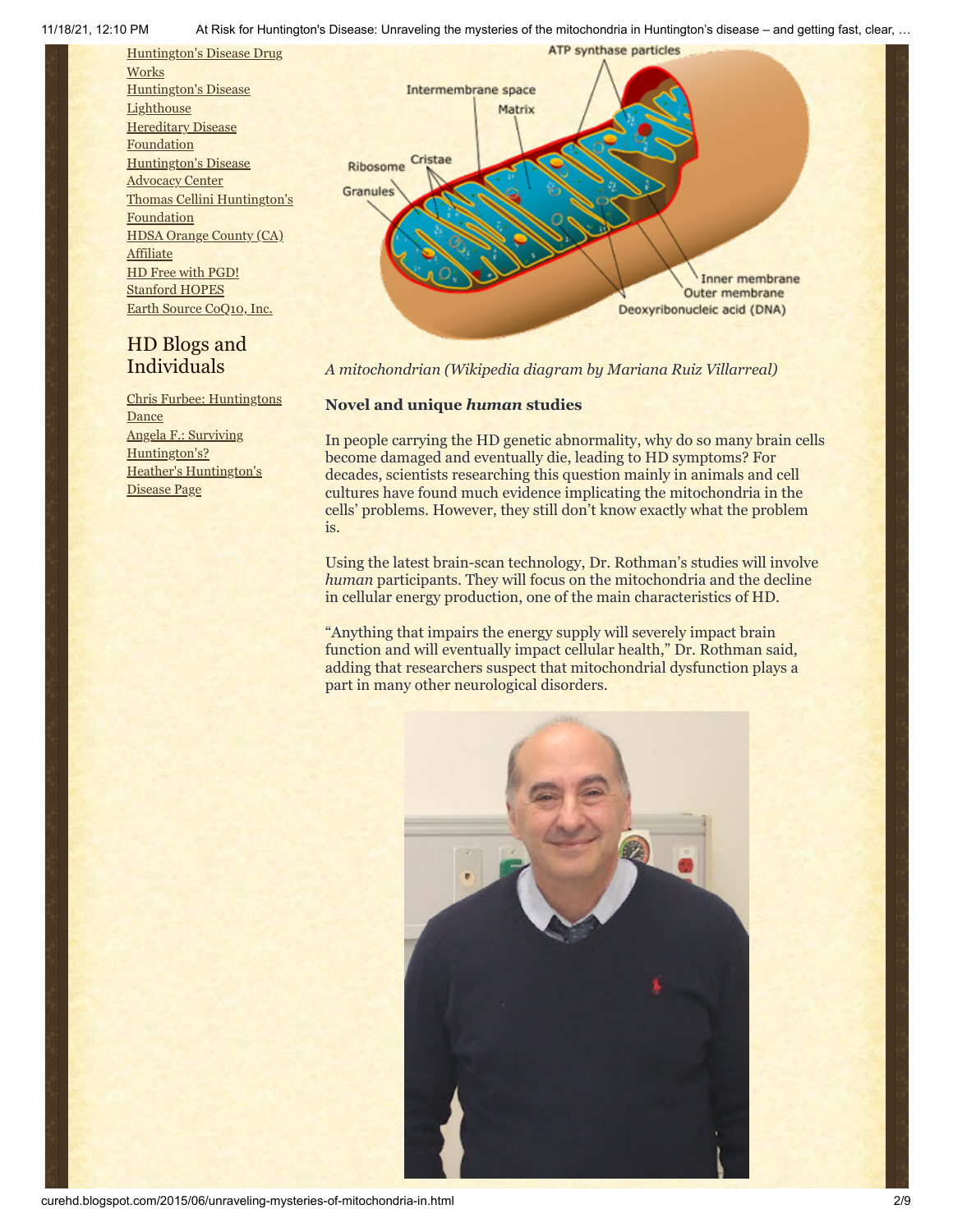Huntington's Disease Drug Works
Huntington's Disease Lighthouse
Hereditary Disease Foundation
Huntington's Disease Advocacy Center
Thomas Cellini Huntington's Foundation
HDSA Orange County (CA) Affiliate
HD Free with PGD!
Stanford HOPES
Earth Source CoQ10, Inc.

## HD Blogs and Individuals

Chris Furbee: Huntingtons Dance
Angela F.: Surviving Huntington's?
Heather's Huntington's Disease Page

*A mitochondrian (Wikipedia diagram by Mariana Ruiz Villarreal)*

**Novel and unique *human* studies**

In people carrying the HD genetic abnormality, why do so many brain cells become damaged and eventually die, leading to HD symptoms? For decades, scientists researching this question mainly in animals and cell cultures have found much evidence implicating the mitochondria in the cells' problems. However, they still don't know exactly what the problem is.

Using the latest brain-scan technology, Dr. Rothman's studies will involve *human* participants. They will focus on the mitochondria and the decline in cellular energy production, one of the main characteristics of HD.

"Anything that impairs the energy supply will severely impact brain function and will eventually impact cellular health," Dr. Rothman said, adding that researchers suspect that mitochondrial dysfunction plays a part in many other neurological disorders.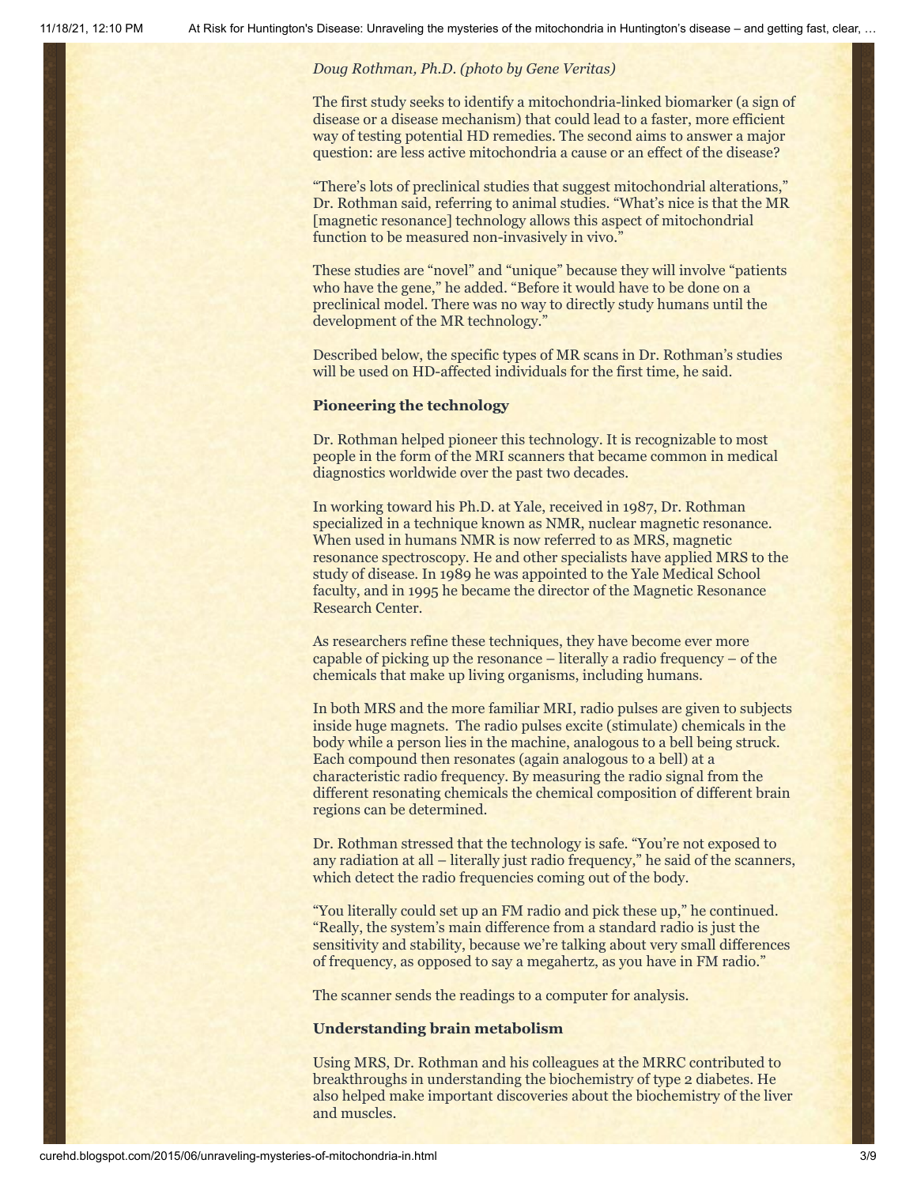*Doug Rothman, Ph.D. (photo by Gene Veritas)*

The first study seeks to identify a mitochondria-linked biomarker (a sign of disease or a disease mechanism) that could lead to a faster, more efficient way of testing potential HD remedies. The second aims to answer a major question: are less active mitochondria a cause or an effect of the disease?

"There's lots of preclinical studies that suggest mitochondrial alterations," Dr. Rothman said, referring to animal studies. "What's nice is that the MR [magnetic resonance] technology allows this aspect of mitochondrial function to be measured non-invasively in vivo."

These studies are "novel" and "unique" because they will involve "patients who have the gene," he added. "Before it would have to be done on a preclinical model. There was no way to directly study humans until the development of the MR technology."

Described below, the specific types of MR scans in Dr. Rothman's studies will be used on HD-affected individuals for the first time, he said.

**Pioneering the technology**

Dr. Rothman helped pioneer this technology. It is recognizable to most people in the form of the MRI scanners that became common in medical diagnostics worldwide over the past two decades.

In working toward his Ph.D. at Yale, received in 1987, Dr. Rothman specialized in a technique known as NMR, nuclear magnetic resonance. When used in humans NMR is now referred to as MRS, magnetic resonance spectroscopy. He and other specialists have applied MRS to the study of disease. In 1989 he was appointed to the Yale Medical School faculty, and in 1995 he became the director of the Magnetic Resonance Research Center.

As researchers refine these techniques, they have become ever more capable of picking up the resonance – literally a radio frequency – of the chemicals that make up living organisms, including humans.

In both MRS and the more familiar MRI, radio pulses are given to subjects inside huge magnets. The radio pulses excite (stimulate) chemicals in the body while a person lies in the machine, analogous to a bell being struck. Each compound then resonates (again analogous to a bell) at a characteristic radio frequency. By measuring the radio signal from the different resonating chemicals the chemical composition of different brain regions can be determined.

Dr. Rothman stressed that the technology is safe. "You're not exposed to any radiation at all – literally just radio frequency," he said of the scanners, which detect the radio frequencies coming out of the body.

"You literally could set up an FM radio and pick these up," he continued. "Really, the system's main difference from a standard radio is just the sensitivity and stability, because we're talking about very small differences of frequency, as opposed to say a megahertz, as you have in FM radio."

The scanner sends the readings to a computer for analysis.

**Understanding brain metabolism**

Using MRS, Dr. Rothman and his colleagues at the MRRC contributed to breakthroughs in understanding the biochemistry of type 2 diabetes. He also helped make important discoveries about the biochemistry of the liver and muscles.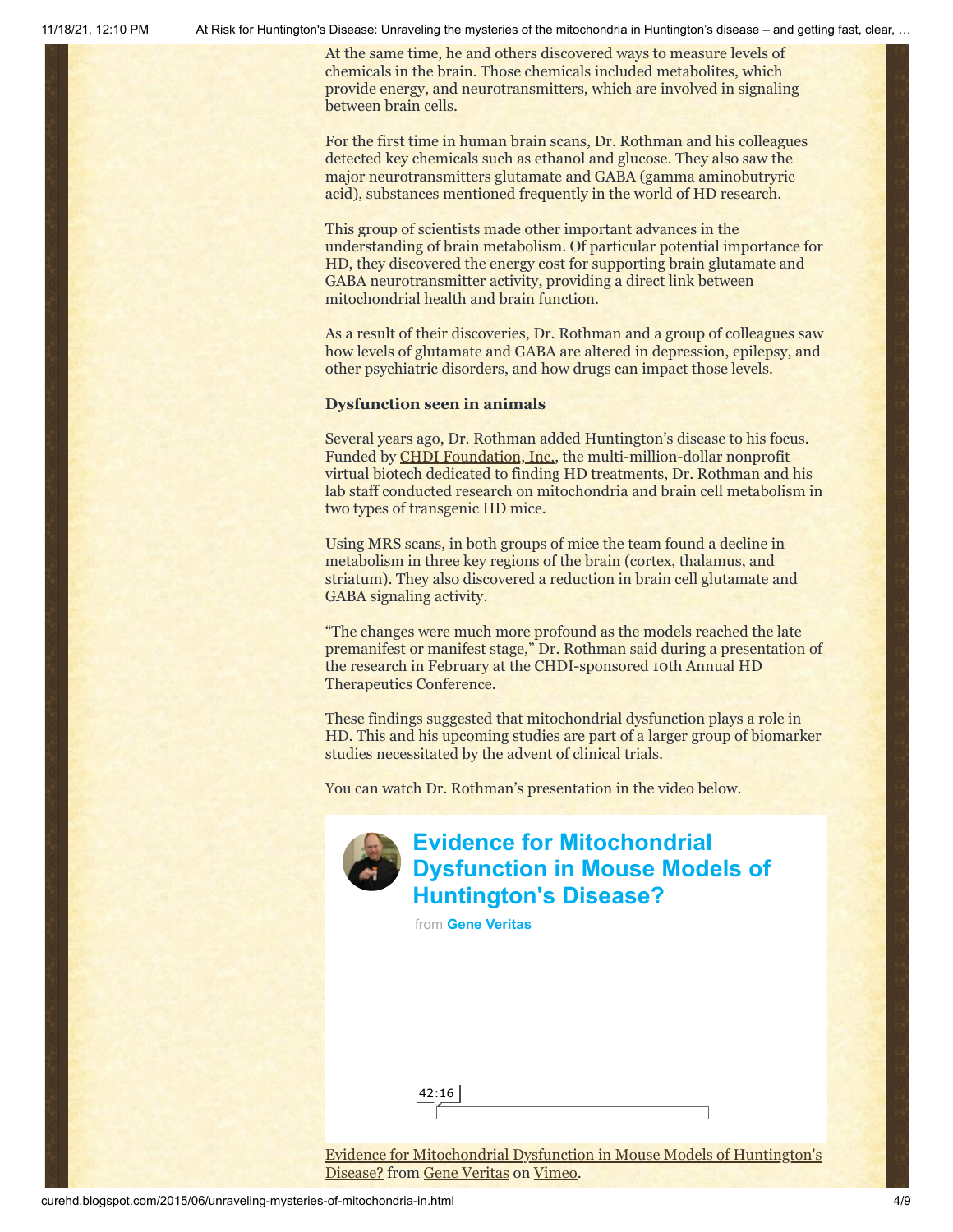At the same time, he and others discovered ways to measure levels of chemicals in the brain. Those chemicals included metabolites, which provide energy, and neurotransmitters, which are involved in signaling between brain cells.

For the first time in human brain scans, Dr. Rothman and his colleagues detected key chemicals such as ethanol and glucose. They also saw the major neurotransmitters glutamate and GABA (gamma aminobutryric acid), substances mentioned frequently in the world of HD research.

This group of scientists made other important advances in the understanding of brain metabolism. Of particular potential importance for HD, they discovered the energy cost for supporting brain glutamate and GABA neurotransmitter activity, providing a direct link between mitochondrial health and brain function.

As a result of their discoveries, Dr. Rothman and a group of colleagues saw how levels of glutamate and GABA are altered in depression, epilepsy, and other psychiatric disorders, and how drugs can impact those levels.

**Dysfunction seen in animals**

Several years ago, Dr. Rothman added Huntington's disease to his focus. Funded by CHDI Foundation, Inc., the multi-million-dollar nonprofit virtual biotech dedicated to finding HD treatments, Dr. Rothman and his lab staff conducted research on mitochondria and brain cell metabolism in two types of transgenic HD mice.

Using MRS scans, in both groups of mice the team found a decline in metabolism in three key regions of the brain (cortex, thalamus, and striatum). They also discovered a reduction in brain cell glutamate and GABA signaling activity.

"The changes were much more profound as the models reached the late premanifest or manifest stage," Dr. Rothman said during a presentation of the research in February at the CHDI-sponsored 10th Annual HD Therapeutics Conference.

These findings suggested that mitochondrial dysfunction plays a role in HD. This and his upcoming studies are part of a larger group of biomarker studies necessitated by the advent of clinical trials.

You can watch Dr. Rothman's presentation in the video below.

**Evidence for Mitochondrial Dysfunction in Mouse Models of Huntington's Disease?**

from **Gene Veritas**

42:16

Evidence for Mitochondrial Dysfunction in Mouse Models of Huntington's Disease? from Gene Veritas on Vimeo.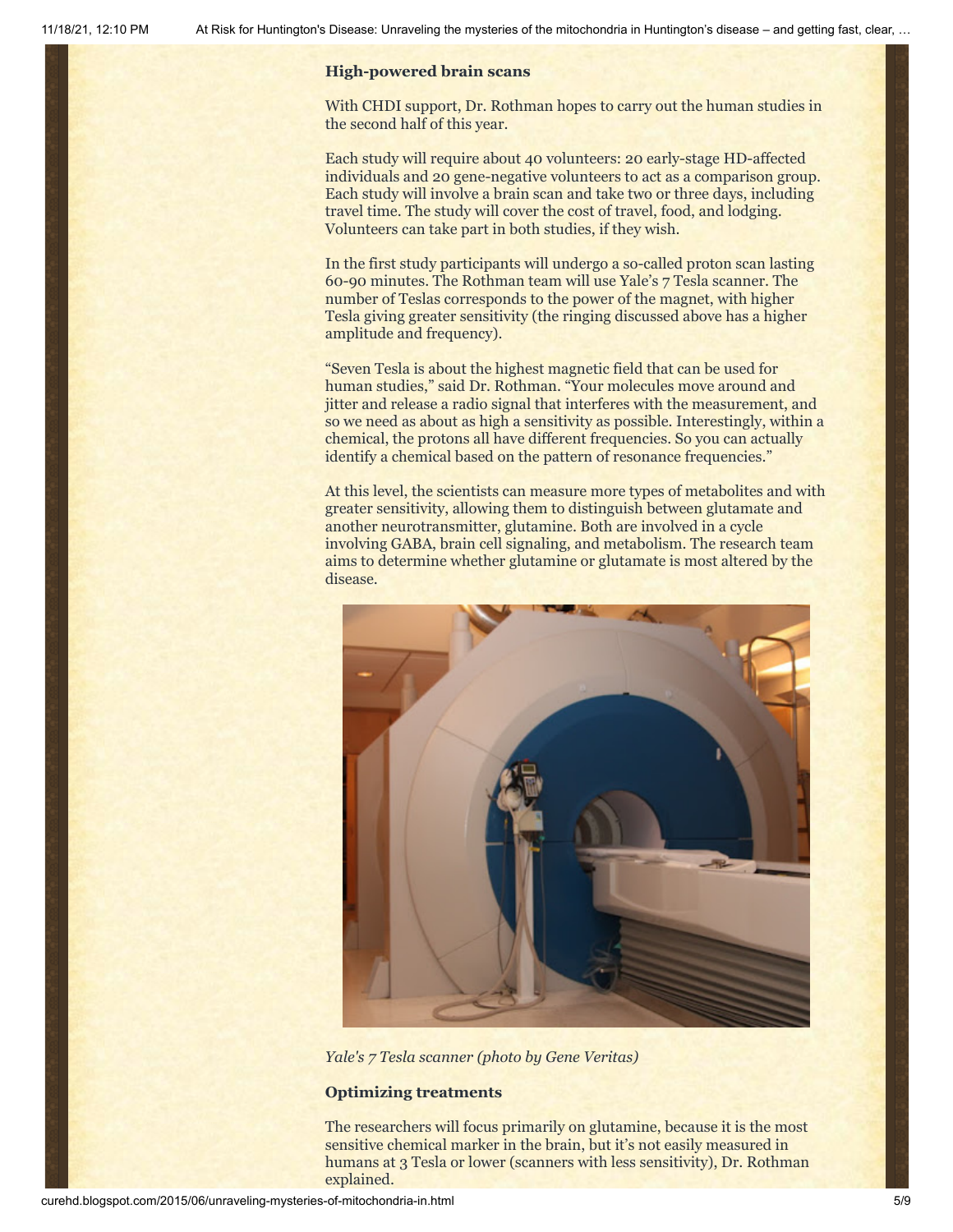### High-powered brain scans

With CHDI support, Dr. Rothman hopes to carry out the human studies in the second half of this year.

Each study will require about 40 volunteers: 20 early-stage HD-affected individuals and 20 gene-negative volunteers to act as a comparison group. Each study will involve a brain scan and take two or three days, including travel time. The study will cover the cost of travel, food, and lodging. Volunteers can take part in both studies, if they wish.

In the first study participants will undergo a so-called proton scan lasting 60-90 minutes. The Rothman team will use Yale's 7 Tesla scanner. The number of Teslas corresponds to the power of the magnet, with higher Tesla giving greater sensitivity (the ringing discussed above has a higher amplitude and frequency).

"Seven Tesla is about the highest magnetic field that can be used for human studies," said Dr. Rothman. "Your molecules move around and jitter and release a radio signal that interferes with the measurement, and so we need as about as high a sensitivity as possible. Interestingly, within a chemical, the protons all have different frequencies. So you can actually identify a chemical based on the pattern of resonance frequencies."

At this level, the scientists can measure more types of metabolites and with greater sensitivity, allowing them to distinguish between glutamate and another neurotransmitter, glutamine. Both are involved in a cycle involving GABA, brain cell signaling, and metabolism. The research team aims to determine whether glutamine or glutamate is most altered by the disease.

*Yale's 7 Tesla scanner (photo by Gene Veritas)*

### Optimizing treatments

The researchers will focus primarily on glutamine, because it is the most sensitive chemical marker in the brain, but it's not easily measured in humans at 3 Tesla or lower (scanners with less sensitivity), Dr. Rothman explained.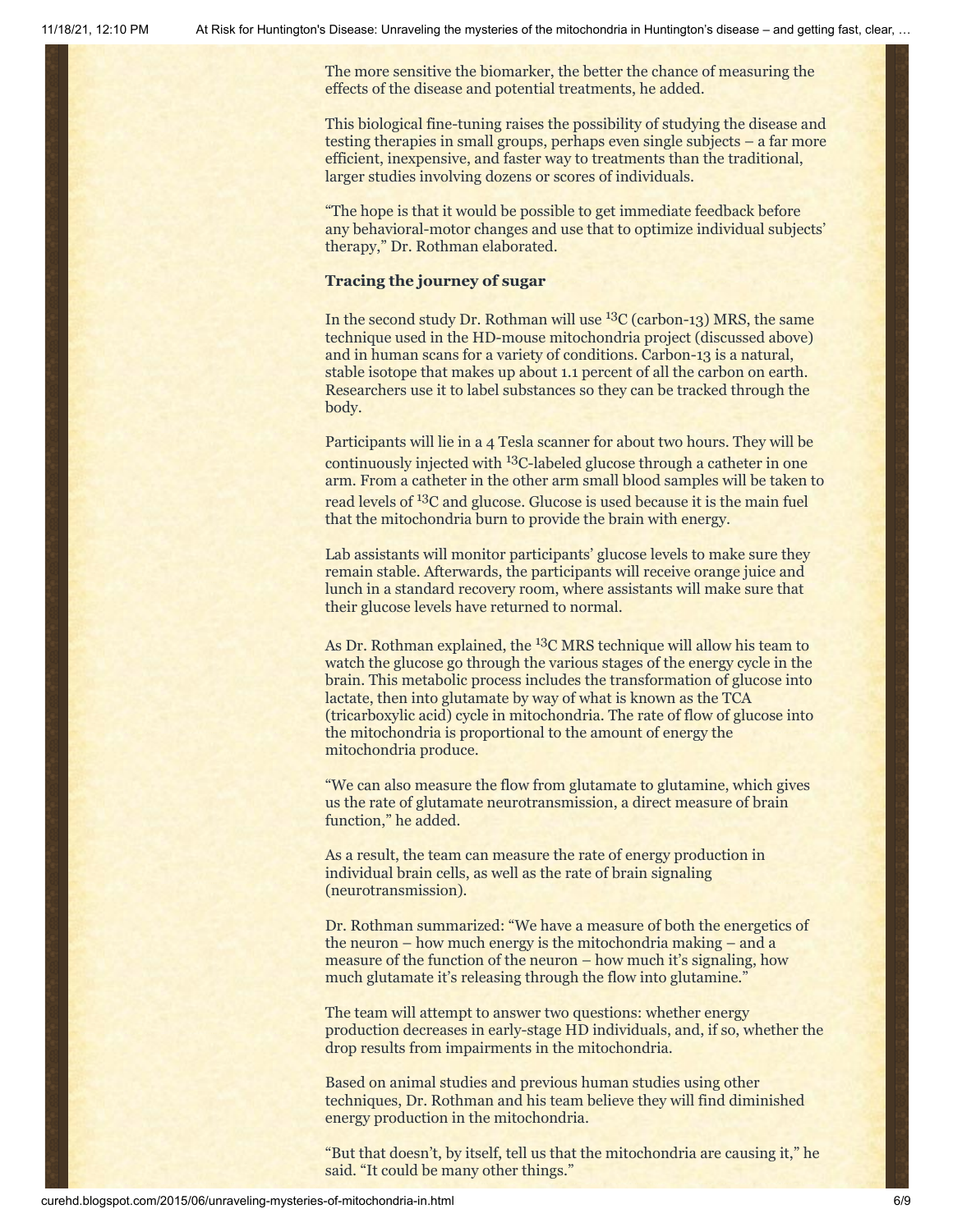The more sensitive the biomarker, the better the chance of measuring the effects of the disease and potential treatments, he added.

This biological fine-tuning raises the possibility of studying the disease and testing therapies in small groups, perhaps even single subjects – a far more efficient, inexpensive, and faster way to treatments than the traditional, larger studies involving dozens or scores of individuals.

"The hope is that it would be possible to get immediate feedback before any behavioral-motor changes and use that to optimize individual subjects' therapy," Dr. Rothman elaborated.

**Tracing the journey of sugar**

In the second study Dr. Rothman will use $^{13}$C (carbon-13) MRS, the same technique used in the HD-mouse mitochondria project (discussed above) and in human scans for a variety of conditions. Carbon-13 is a natural, stable isotope that makes up about 1.1 percent of all the carbon on earth. Researchers use it to label substances so they can be tracked through the body.

Participants will lie in a 4 Tesla scanner for about two hours. They will be continuously injected with $^{13}$C-labeled glucose through a catheter in one arm. From a catheter in the other arm small blood samples will be taken to read levels of $^{13}$C and glucose. Glucose is used because it is the main fuel that the mitochondria burn to provide the brain with energy.

Lab assistants will monitor participants' glucose levels to make sure they remain stable. Afterwards, the participants will receive orange juice and lunch in a standard recovery room, where assistants will make sure that their glucose levels have returned to normal.

As Dr. Rothman explained, the $^{13}$C MRS technique will allow his team to watch the glucose go through the various stages of the energy cycle in the brain. This metabolic process includes the transformation of glucose into lactate, then into glutamate by way of what is known as the TCA (tricarboxylic acid) cycle in mitochondria. The rate of flow of glucose into the mitochondria is proportional to the amount of energy the mitochondria produce.

"We can also measure the flow from glutamate to glutamine, which gives us the rate of glutamate neurotransmission, a direct measure of brain function," he added.

As a result, the team can measure the rate of energy production in individual brain cells, as well as the rate of brain signaling (neurotransmission).

Dr. Rothman summarized: "We have a measure of both the energetics of the neuron – how much energy is the mitochondria making – and a measure of the function of the neuron – how much it's signaling, how much glutamate it's releasing through the flow into glutamine."

The team will attempt to answer two questions: whether energy production decreases in early-stage HD individuals, and, if so, whether the drop results from impairments in the mitochondria.

Based on animal studies and previous human studies using other techniques, Dr. Rothman and his team believe they will find diminished energy production in the mitochondria.

"But that doesn't, by itself, tell us that the mitochondria are causing it," he said. "It could be many other things."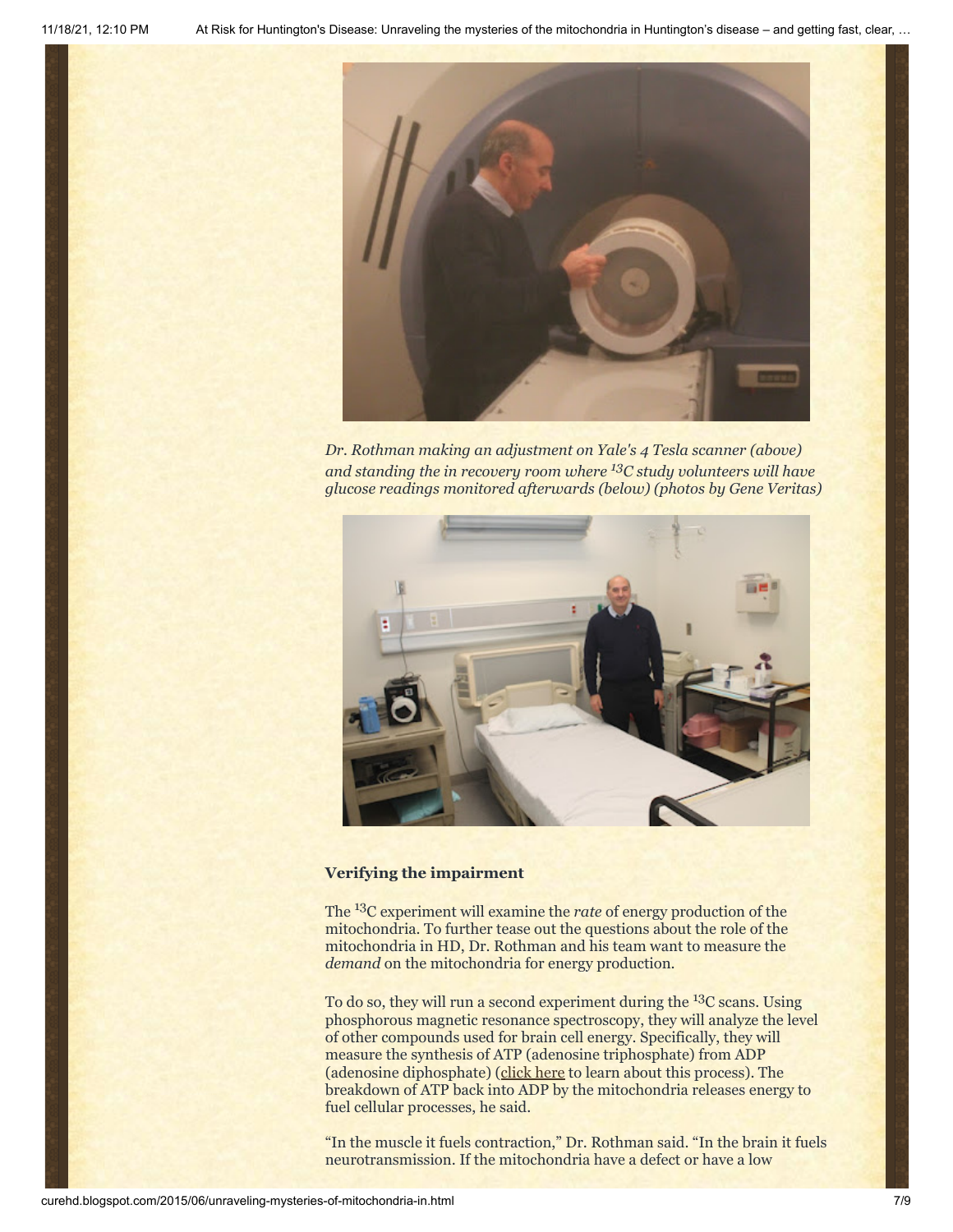*Dr. Rothman making an adjustment on Yale's 4 Tesla scanner (above) and standing the in recovery room where $^{13}C$ study volunteers will have glucose readings monitored afterwards (below) (photos by Gene Veritas)*

**Verifying the impairment**

The $^{13}C$ experiment will examine the *rate* of energy production of the mitochondria. To further tease out the questions about the role of the mitochondria in HD, Dr. Rothman and his team want to measure the *demand* on the mitochondria for energy production.

To do so, they will run a second experiment during the $^{13}C$ scans. Using phosphorous magnetic resonance spectroscopy, they will analyze the level of other compounds used for brain cell energy. Specifically, they will measure the synthesis of ATP (adenosine triphosphate) from ADP (adenosine diphosphate) (click here to learn about this process). The breakdown of ATP back into ADP by the mitochondria releases energy to fuel cellular processes, he said.

"In the muscle it fuels contraction," Dr. Rothman said. "In the brain it fuels neurotransmission. If the mitochondria have a defect or have a low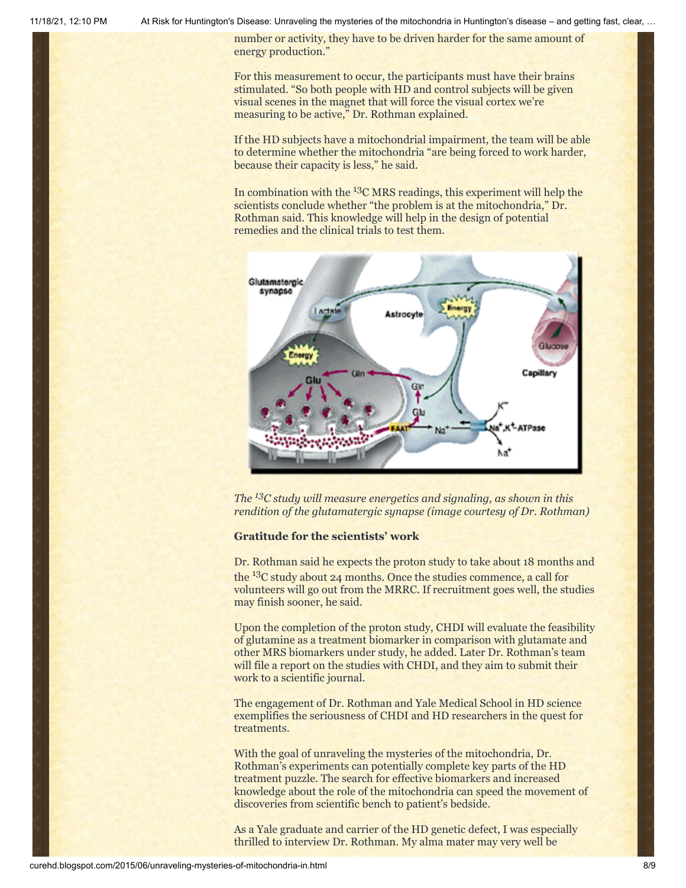number or activity, they have to be driven harder for the same amount of energy production."

For this measurement to occur, the participants must have their brains stimulated. "So both people with HD and control subjects will be given visual scenes in the magnet that will force the visual cortex we're measuring to be active," Dr. Rothman explained.

If the HD subjects have a mitochondrial impairment, the team will be able to determine whether the mitochondria "are being forced to work harder, because their capacity is less," he said.

In combination with the $^{13}C$ MRS readings, this experiment will help the scientists conclude whether "the problem is at the mitochondria," Dr. Rothman said. This knowledge will help in the design of potential remedies and the clinical trials to test them.

*The $^{13}C$ study will measure energetics and signaling, as shown in this rendition of the glutamatergic synapse (image courtesy of Dr. Rothman)*

**Gratitude for the scientists' work**

Dr. Rothman said he expects the proton study to take about 18 months and the $^{13}C$ study about 24 months. Once the studies commence, a call for volunteers will go out from the MRRC. If recruitment goes well, the studies may finish sooner, he said.

Upon the completion of the proton study, CHDI will evaluate the feasibility of glutamine as a treatment biomarker in comparison with glutamate and other MRS biomarkers under study, he added. Later Dr. Rothman's team will file a report on the studies with CHDI, and they aim to submit their work to a scientific journal.

The engagement of Dr. Rothman and Yale Medical School in HD science exemplifies the seriousness of CHDI and HD researchers in the quest for treatments.

With the goal of unraveling the mysteries of the mitochondria, Dr. Rothman's experiments can potentially complete key parts of the HD treatment puzzle. The search for effective biomarkers and increased knowledge about the role of the mitochondria can speed the movement of discoveries from scientific bench to patient's bedside.

As a Yale graduate and carrier of the HD genetic defect, I was especially thrilled to interview Dr. Rothman. My alma mater may very well be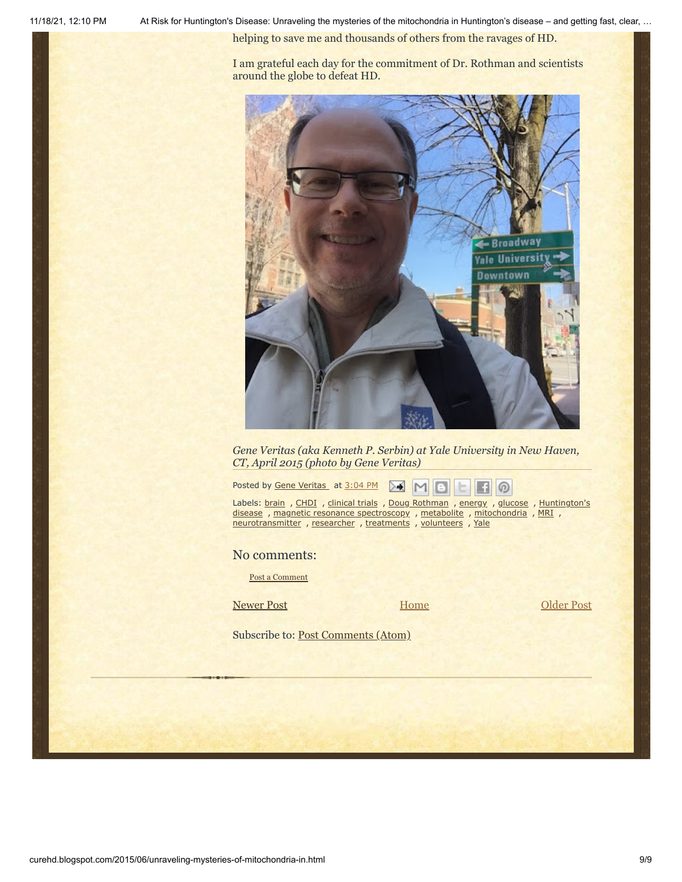helping to save me and thousands of others from the ravages of HD.

I am grateful each day for the commitment of Dr. Rothman and scientists around the globe to defeat HD.

*Gene Veritas (aka Kenneth P. Serbin) at Yale University in New Haven, CT, April 2015 (photo by Gene Veritas)*

Posted by Gene Veritas at 3:04 PM

Labels: brain , CHDI , clinical trials , Doug Rothman , energy , glucose , Huntington's disease , magnetic resonance spectroscopy , metabolite , mitochondria , MRI , neurotransmitter , researcher , treatments , volunteers , Yale

No comments:

Post a Comment

Newer Post Home Older Post

Subscribe to: Post Comments (Atom)